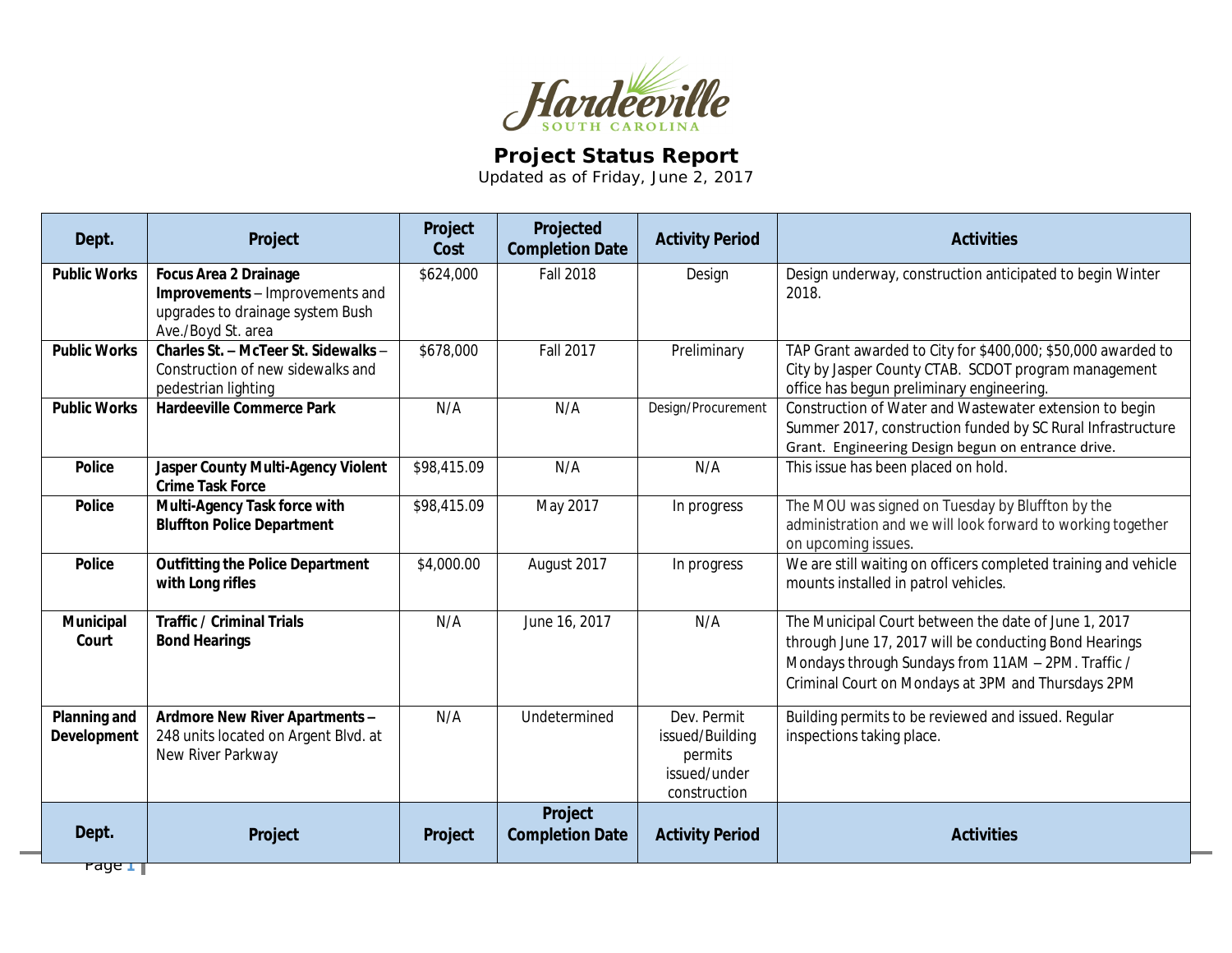Hardeeville
SOUTH CAROLINA

# Project Status Report

Updated as of Friday, June 2, 2017

| Dept. | Project | Project Cost | Projected Completion Date | Activity Period | Activities |
|---|---|---|---|---|---|
| **Public Works** | **Focus Area 2 Drainage Improvements** – Improvements and upgrades to drainage system Bush Ave./Boyd St. area | $624,000 | Fall 2018 | Design | Design underway, construction anticipated to begin Winter 2018. |
| **Public Works** | **Charles St. – McTeer St. Sidewalks** – Construction of new sidewalks and pedestrian lighting | $678,000 | Fall 2017 | Preliminary | TAP Grant awarded to City for $400,000; $50,000 awarded to City by Jasper County CTAB. SCDOT program management office has begun preliminary engineering. |
| **Public Works** | **Hardeeville Commerce Park** | N/A | N/A | Design/Procurement | Construction of Water and Wastewater extension to begin Summer 2017, construction funded by SC Rural Infrastructure Grant. Engineering Design begun on entrance drive. |
| **Police** | **Jasper County Multi-Agency Violent Crime Task Force** | $98,415.09 | N/A | N/A | This issue has been placed on hold. |
| **Police** | **Multi-Agency Task force with Bluffton Police Department** | $98,415.09 | May 2017 | In progress | The MOU was signed on Tuesday by Bluffton by the administration and we will look forward to working together on upcoming issues. |
| **Police** | **Outfitting the Police Department with Long rifles** | $4,000.00 | August 2017 | In progress | We are still waiting on officers completed training and vehicle mounts installed in patrol vehicles. |
| **Municipal Court** | **Traffic / Criminal Trials Bond Hearings** | N/A | June 16, 2017 | N/A | The Municipal Court between the date of June 1, 2017 through June 17, 2017 will be conducting Bond Hearings Mondays through Sundays from 11AM – 2PM. Traffic / Criminal Court on Mondays at 3PM and Thursdays 2PM |
| **Planning and Development** | **Ardmore New River Apartments** – 248 units located on Argent Blvd. at New River Parkway | N/A | Undetermined | Dev. Permit issued/Building permits issued/under construction | Building permits to be reviewed and issued. Regular inspections taking place. |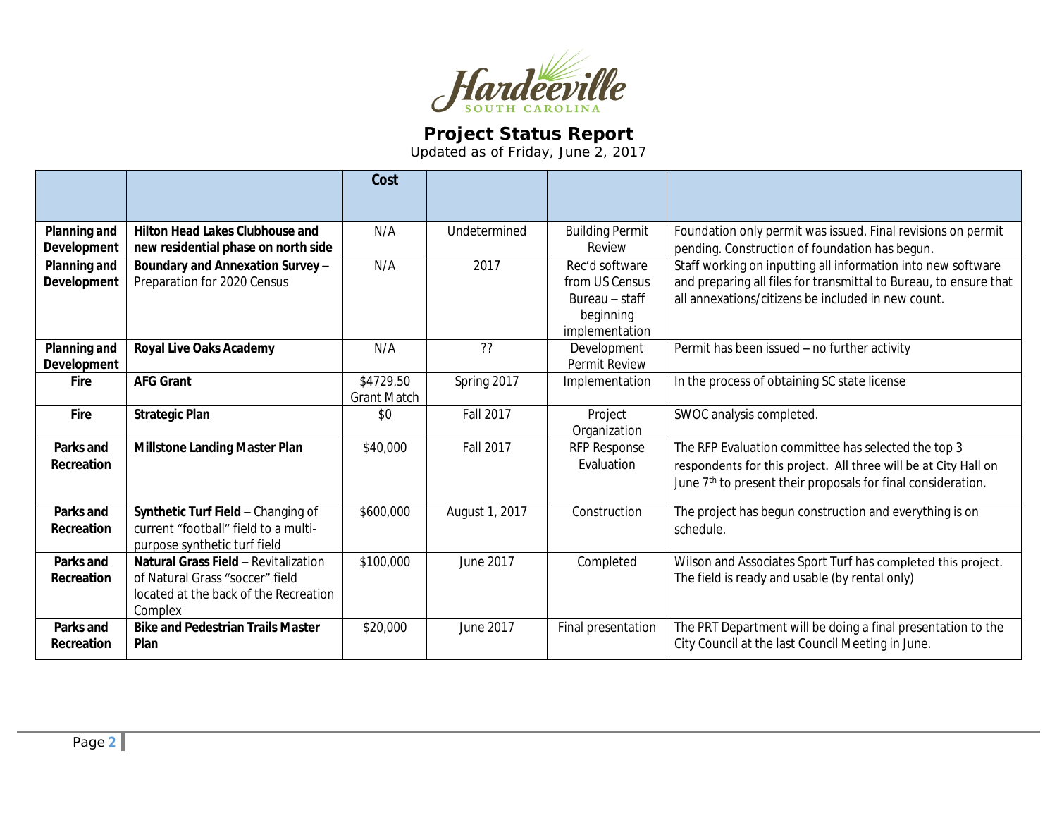Hardeeville
SOUTH CAROLINA

# Project Status Report

Updated as of Friday, June 2, 2017

| | | Cost | | | |
|---|---|---|---|---|---|
| **Planning and Development** | **Hilton Head Lakes Clubhouse and new residential phase on north side** | N/A | Undetermined | Building Permit Review | Foundation only permit was issued. Final revisions on permit pending. Construction of foundation has begun. |
| **Planning and Development** | **Boundary and Annexation Survey –** Preparation for 2020 Census | N/A | 2017 | Rec'd software from US Census Bureau – staff beginning implementation | Staff working on inputting all information into new software and preparing all files for transmittal to Bureau, to ensure that all annexations/citizens be included in new count. |
| **Planning and Development** | **Royal Live Oaks Academy** | N/A | ?? | Development Permit Review | Permit has been issued – no further activity |
| **Fire** | **AFG Grant** | $4729.50 Grant Match | Spring 2017 | Implementation | In the process of obtaining SC state license |
| **Fire** | **Strategic Plan** | $0 | Fall 2017 | Project Organization | SWOC analysis completed. |
| **Parks and Recreation** | **Millstone Landing Master Plan** | $40,000 | Fall 2017 | RFP Response Evaluation | The RFP Evaluation committee has selected the top 3 respondents for this project. All three will be at City Hall on June 7th to present their proposals for final consideration. |
| **Parks and Recreation** | **Synthetic Turf Field** – Changing of current "football" field to a multi-purpose synthetic turf field | $600,000 | August 1, 2017 | Construction | The project has begun construction and everything is on schedule. |
| **Parks and Recreation** | **Natural Grass Field** – Revitalization of Natural Grass "soccer" field located at the back of the Recreation Complex | $100,000 | June 2017 | Completed | Wilson and Associates Sport Turf has completed this project. The field is ready and usable (by rental only) |
| **Parks and Recreation** | **Bike and Pedestrian Trails Master Plan** | $20,000 | June 2017 | Final presentation | The PRT Department will be doing a final presentation to the City Council at the last Council Meeting in June. |